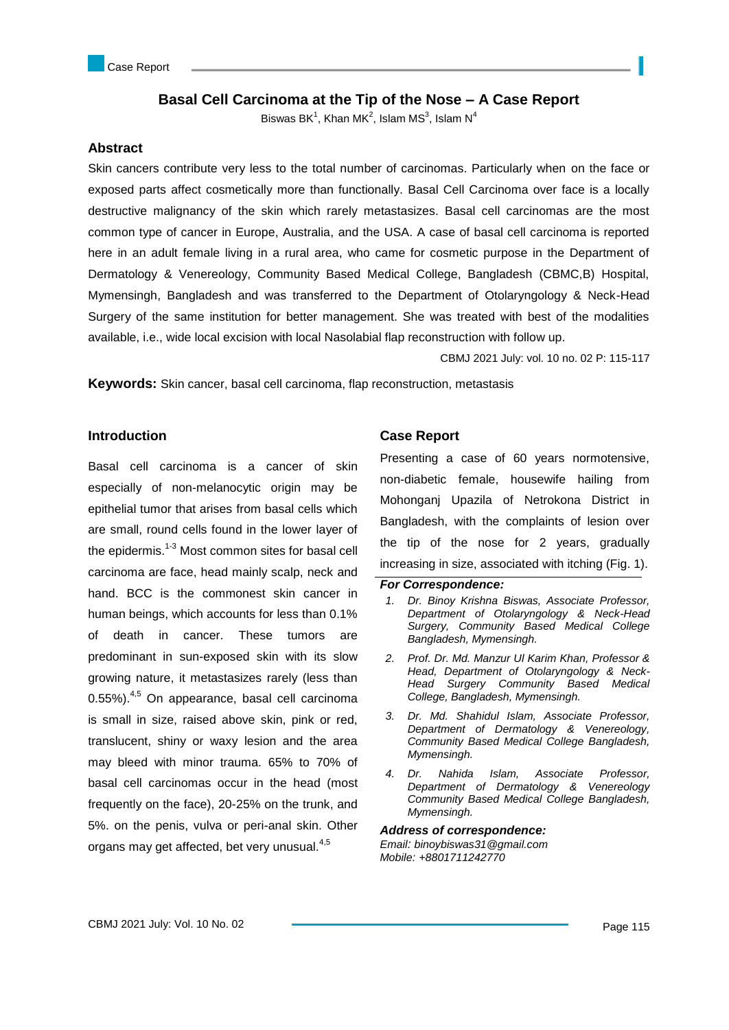Case Report

# Basal Cell Carcinoma at the Tip of the Nose – A Case Report

Biswas BK[1], Khan MK[2], Islam MS[3], Islam N[4]

## Abstract

Skin cancers contribute very less to the total number of carcinomas. Particularly when on the face or exposed parts affect cosmetically more than functionally. Basal Cell Carcinoma over face is a locally destructive malignancy of the skin which rarely metastasizes. Basal cell carcinomas are the most common type of cancer in Europe, Australia, and the USA. A case of basal cell carcinoma is reported here in an adult female living in a rural area, who came for cosmetic purpose in the Department of Dermatology & Venereology, Community Based Medical College, Bangladesh (CBMC,B) Hospital, Mymensingh, Bangladesh and was transferred to the Department of Otolaryngology & Neck-Head Surgery of the same institution for better management. She was treated with best of the modalities available, i.e., wide local excision with local Nasolabial flap reconstruction with follow up.

CBMJ 2021 July: vol. 10 no. 02 P: 115-117

**Keywords:** Skin cancer, basal cell carcinoma, flap reconstruction, metastasis

## Introduction

Basal cell carcinoma is a cancer of skin especially of non-melanocytic origin may be epithelial tumor that arises from basal cells which are small, round cells found in the lower layer of the epidermis.[1-3] Most common sites for basal cell carcinoma are face, head mainly scalp, neck and hand. BCC is the commonest skin cancer in human beings, which accounts for less than 0.1% of death in cancer. These tumors are predominant in sun-exposed skin with its slow growing nature, it metastasizes rarely (less than 0.55%).[4,5] On appearance, basal cell carcinoma is small in size, raised above skin, pink or red, translucent, shiny or waxy lesion and the area may bleed with minor trauma. 65% to 70% of basal cell carcinomas occur in the head (most frequently on the face), 20-25% on the trunk, and 5%. on the penis, vulva or peri-anal skin. Other organs may get affected, bet very unusual.[4,5]

## Case Report

Presenting a case of 60 years normotensive, non-diabetic female, housewife hailing from Mohonganj Upazila of Netrokona District in Bangladesh, with the complaints of lesion over the tip of the nose for 2 years, gradually increasing in size, associated with itching (Fig. 1).

***For Correspondence:***

1. *Dr. Binoy Krishna Biswas, Associate Professor, Department of Otolaryngology & Neck-Head Surgery, Community Based Medical College Bangladesh, Mymensingh.*
2. *Prof. Dr. Md. Manzur Ul Karim Khan, Professor & Head, Department of Otolaryngology & Neck-Head Surgery Community Based Medical College, Bangladesh, Mymensingh.*
3. *Dr. Md. Shahidul Islam, Associate Professor, Department of Dermatology & Venereology, Community Based Medical College Bangladesh, Mymensingh.*
4. *Dr. Nahida Islam, Associate Professor, Department of Dermatology & Venereology Community Based Medical College Bangladesh, Mymensingh.*

***Address of correspondence:***
*Email: binoybiswas31@gmail.com*
*Mobile: +8801711242770*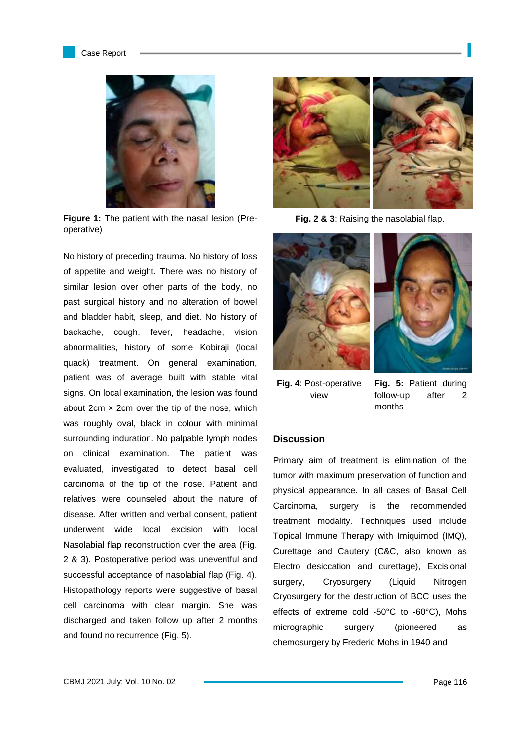Figure 1: The patient with the nasal lesion (Pre-operative)

No history of preceding trauma. No history of loss of appetite and weight. There was no history of similar lesion over other parts of the body, no past surgical history and no alteration of bowel and bladder habit, sleep, and diet. No history of backache, cough, fever, headache, vision abnormalities, history of some Kobiraji (local quack) treatment. On general examination, patient was of average built with stable vital signs. On local examination, the lesion was found about 2cm × 2cm over the tip of the nose, which was roughly oval, black in colour with minimal surrounding induration. No palpable lymph nodes on clinical examination. The patient was evaluated, investigated to detect basal cell carcinoma of the tip of the nose. Patient and relatives were counseled about the nature of disease. After written and verbal consent, patient underwent wide local excision with local Nasolabial flap reconstruction over the area (Fig. 2 & 3). Postoperative period was uneventful and successful acceptance of nasolabial flap (Fig. 4). Histopathology reports were suggestive of basal cell carcinoma with clear margin. She was discharged and taken follow up after 2 months and found no recurrence (Fig. 5).

**Fig. 2 & 3**: Raising the nasolabial flap.

**Fig. 4**: Post-operative view

**Fig. 5:** Patient during follow-up after 2 months

## Discussion

Primary aim of treatment is elimination of the tumor with maximum preservation of function and physical appearance. In all cases of Basal Cell Carcinoma, surgery is the recommended treatment modality. Techniques used include Topical Immune Therapy with Imiquimod (IMQ), Curettage and Cautery (C&C, also known as Electro desiccation and curettage), Excisional surgery, Cryosurgery (Liquid Nitrogen Cryosurgery for the destruction of BCC uses the effects of extreme cold -50°C to -60°C), Mohs micrographic surgery (pioneered as chemosurgery by Frederic Mohs in 1940 and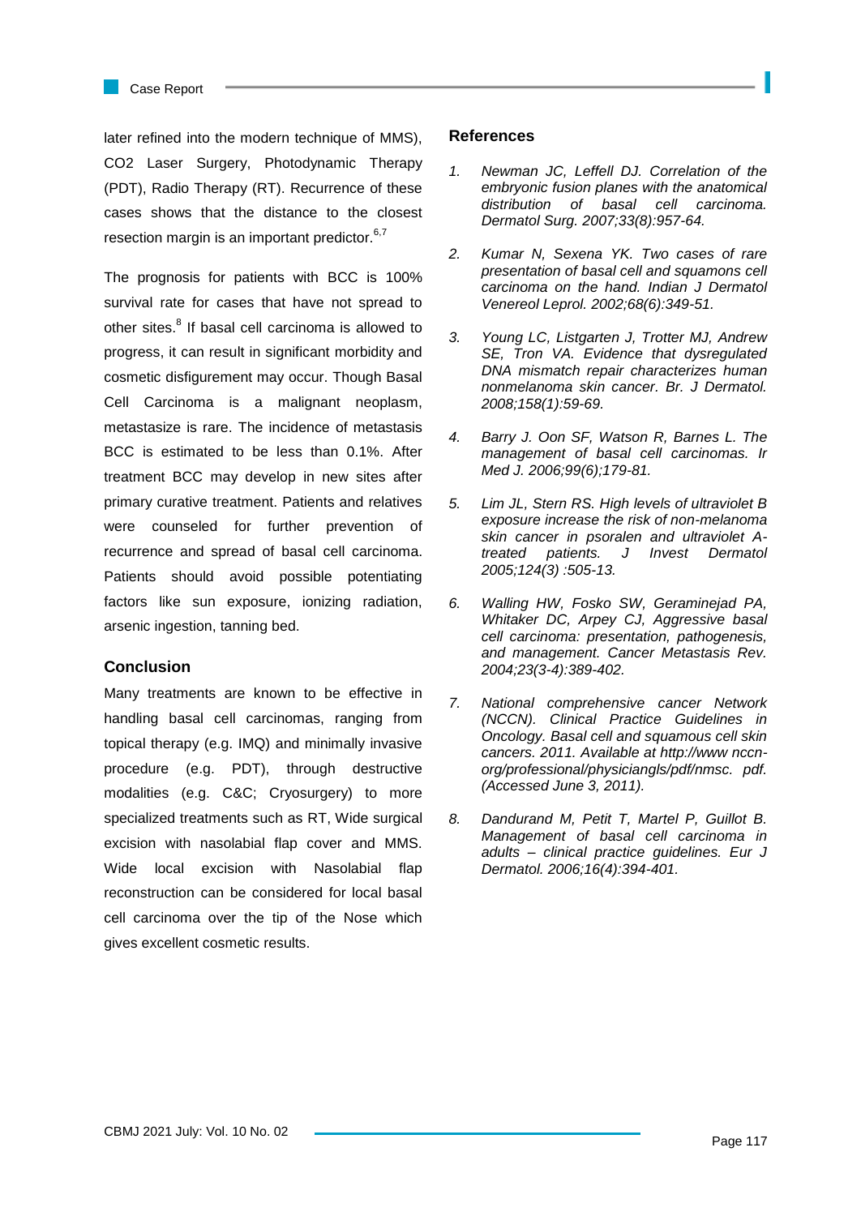later refined into the modern technique of MMS), CO2 Laser Surgery, Photodynamic Therapy (PDT), Radio Therapy (RT). Recurrence of these cases shows that the distance to the closest resection margin is an important predictor.[6,7]

The prognosis for patients with BCC is 100% survival rate for cases that have not spread to other sites.[8] If basal cell carcinoma is allowed to progress, it can result in significant morbidity and cosmetic disfigurement may occur. Though Basal Cell Carcinoma is a malignant neoplasm, metastasize is rare. The incidence of metastasis BCC is estimated to be less than 0.1%. After treatment BCC may develop in new sites after primary curative treatment. Patients and relatives were counseled for further prevention of recurrence and spread of basal cell carcinoma. Patients should avoid possible potentiating factors like sun exposure, ionizing radiation, arsenic ingestion, tanning bed.

## Conclusion

Many treatments are known to be effective in handling basal cell carcinomas, ranging from topical therapy (e.g. IMQ) and minimally invasive procedure (e.g. PDT), through destructive modalities (e.g. C&C; Cryosurgery) to more specialized treatments such as RT, Wide surgical excision with nasolabial flap cover and MMS. Wide local excision with Nasolabial flap reconstruction can be considered for local basal cell carcinoma over the tip of the Nose which gives excellent cosmetic results.

## References

1. *Newman JC, Leffell DJ. Correlation of the embryonic fusion planes with the anatomical distribution of basal cell carcinoma. Dermatol Surg. 2007;33(8):957-64.*
2. *Kumar N, Sexena YK. Two cases of rare presentation of basal cell and squamons cell carcinoma on the hand. Indian J Dermatol Venereol Leprol. 2002;68(6):349-51.*
3. *Young LC, Listgarten J, Trotter MJ, Andrew SE, Tron VA. Evidence that dysregulated DNA mismatch repair characterizes human nonmelanoma skin cancer. Br. J Dermatol. 2008;158(1):59-69.*
4. *Barry J. Oon SF, Watson R, Barnes L. The management of basal cell carcinomas. Ir Med J. 2006;99(6);179-81.*
5. *Lim JL, Stern RS. High levels of ultraviolet B exposure increase the risk of non-melanoma skin cancer in psoralen and ultraviolet A-treated patients. J Invest Dermatol 2005;124(3) :505-13.*
6. *Walling HW, Fosko SW, Geraminejad PA, Whitaker DC, Arpey CJ, Aggressive basal cell carcinoma: presentation, pathogenesis, and management. Cancer Metastasis Rev. 2004;23(3-4):389-402.*
7. *National comprehensive cancer Network (NCCN). Clinical Practice Guidelines in Oncology. Basal cell and squamous cell skin cancers. 2011. Available at http://www nccn-org/professional/physiciangls/pdf/nmsc. pdf. (Accessed June 3, 2011).*
8. *Dandurand M, Petit T, Martel P, Guillot B. Management of basal cell carcinoma in adults – clinical practice guidelines. Eur J Dermatol. 2006;16(4):394-401.*